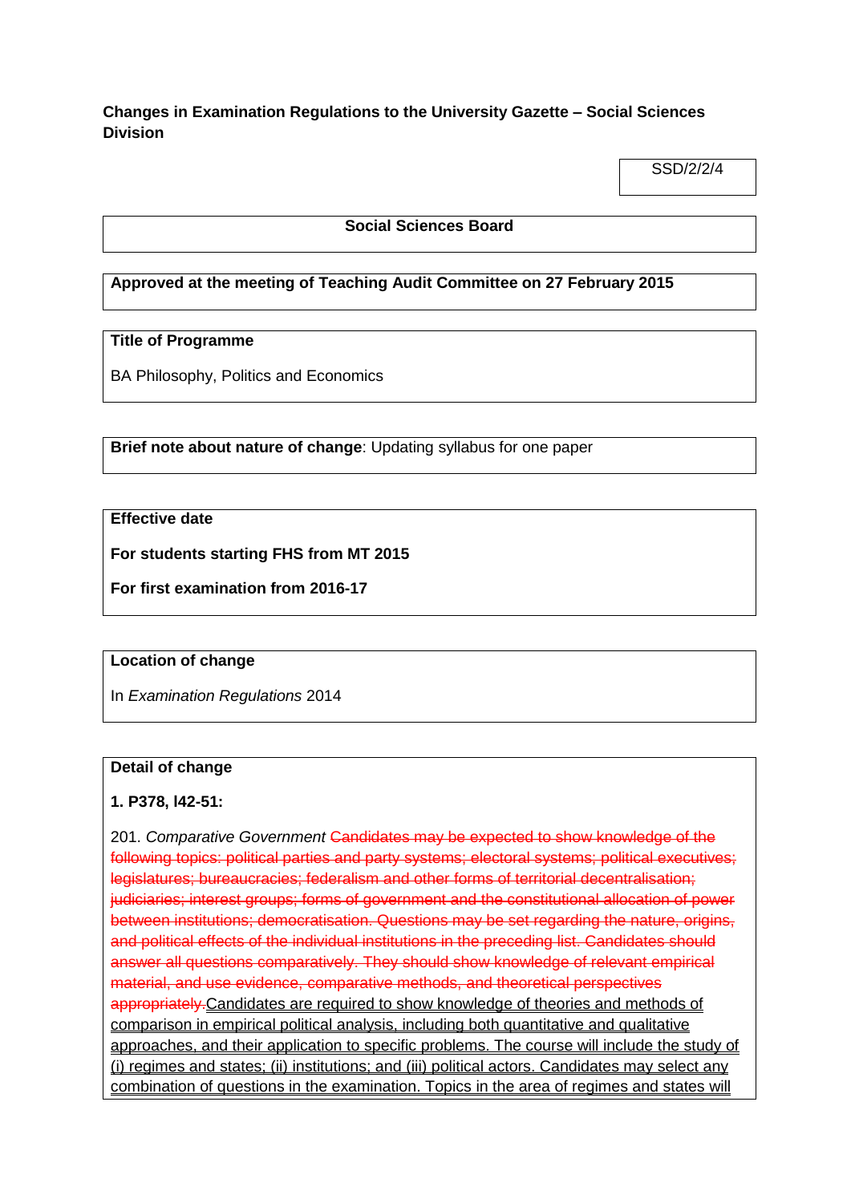**Changes in Examination Regulations to the University Gazette – Social Sciences Division**

SSD/2/2/4

**Social Sciences Board**

**Approved at the meeting of Teaching Audit Committee on 27 February 2015**

**Title of Programme**

BA Philosophy, Politics and Economics

**Brief note about nature of change**: Updating syllabus for one paper

**Effective date**

**For students starting FHS from MT 2015**

**For first examination from 2016-17**

**Location of change**

In *Examination Regulations* 2014

**Detail of change**

**1. P378, l42-51:**

201. *Comparative Government* ~~Candidates may be expected to show knowledge of the following topics: political parties and party systems; electoral systems; political executives; legislatures; bureaucracies; federalism and other forms of territorial decentralisation; judiciaries; interest groups; forms of government and the constitutional allocation of power between institutions; democratisation. Questions may be set regarding the nature, origins, and political effects of the individual institutions in the preceding list. Candidates should answer all questions comparatively. They should show knowledge of relevant empirical material, and use evidence, comparative methods, and theoretical perspectives appropriately.~~ <u>Candidates are required to show knowledge of theories and methods of comparison in empirical political analysis, including both quantitative and qualitative approaches, and their application to specific problems. The course will include the study of (i) regimes and states; (ii) institutions; and (iii) political actors. Candidates may select any combination of questions in the examination. Topics in the area of regimes and states will</u>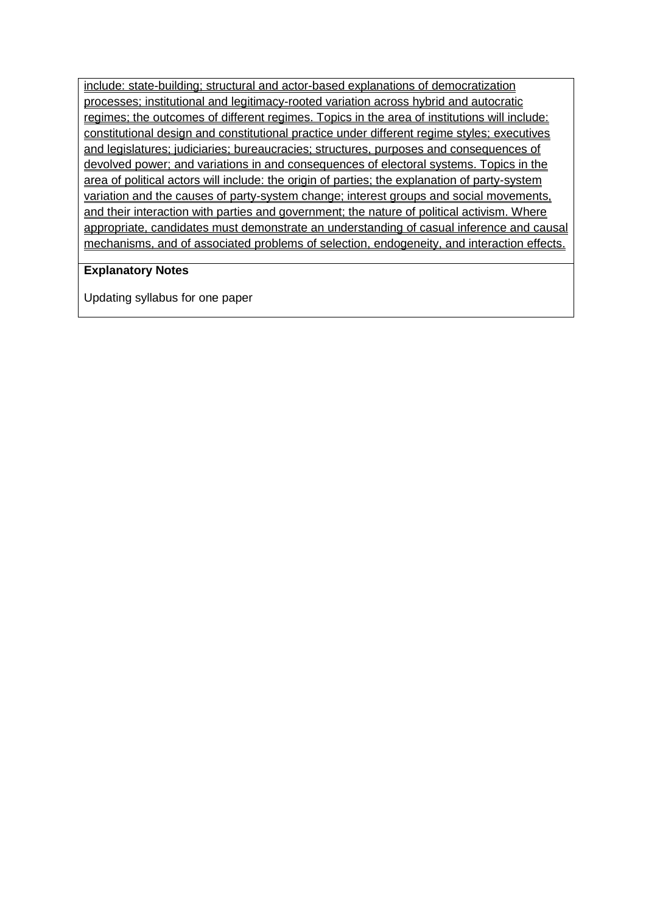include: state-building; structural and actor-based explanations of democratization processes; institutional and legitimacy-rooted variation across hybrid and autocratic regimes; the outcomes of different regimes. Topics in the area of institutions will include: constitutional design and constitutional practice under different regime styles; executives and legislatures; judiciaries; bureaucracies; structures, purposes and consequences of devolved power; and variations in and consequences of electoral systems. Topics in the area of political actors will include: the origin of parties; the explanation of party-system variation and the causes of party-system change; interest groups and social movements, and their interaction with parties and government; the nature of political activism. Where appropriate, candidates must demonstrate an understanding of casual inference and causal mechanisms, and of associated problems of selection, endogeneity, and interaction effects.

**Explanatory Notes**

Updating syllabus for one paper